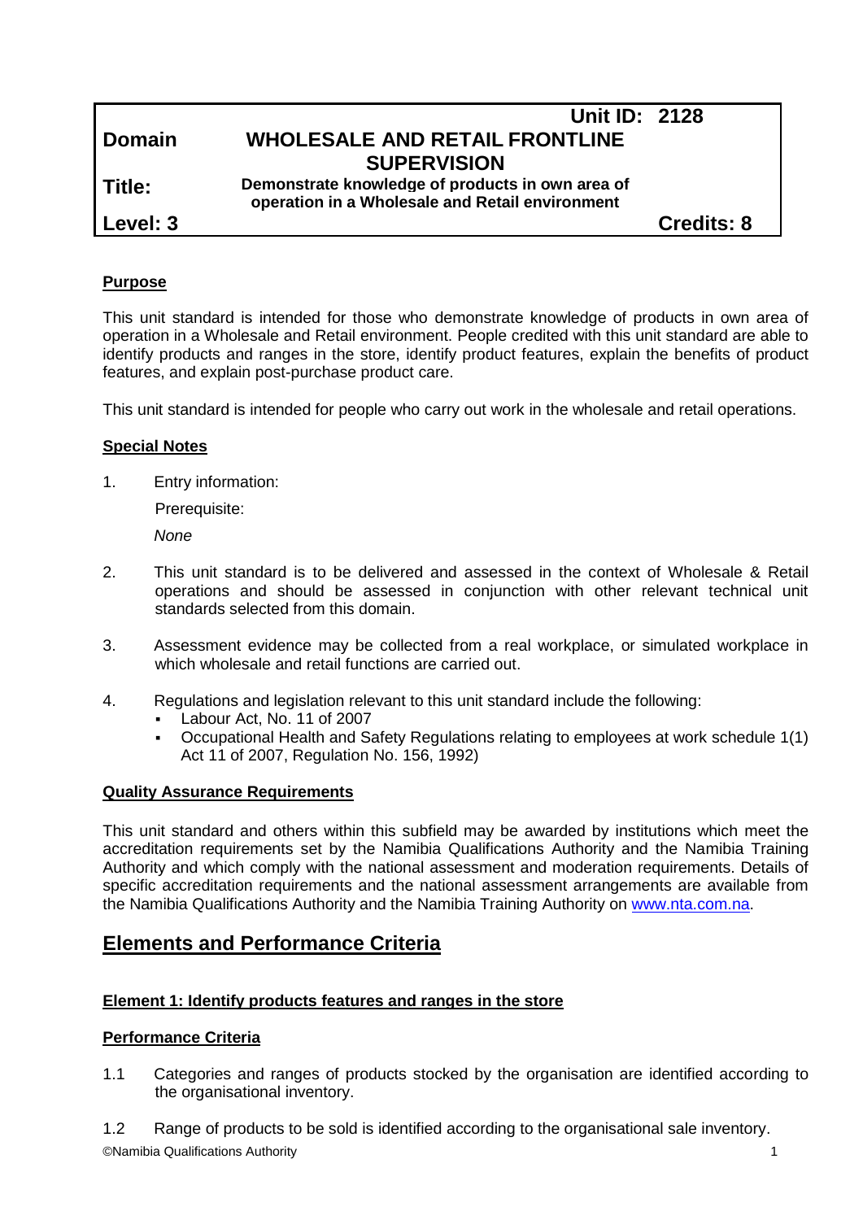| Unit ID: 2128 | | |
|---|---|---|
| **Domain** | **WHOLESALE AND RETAIL FRONTLINE SUPERVISION** | |
| **Title:** | **Demonstrate knowledge of products in own area of operation in a Wholesale and Retail environment** | |
| **Level: 3** | | **Credits: 8** |

## Purpose

This unit standard is intended for those who demonstrate knowledge of products in own area of operation in a Wholesale and Retail environment. People credited with this unit standard are able to identify products and ranges in the store, identify product features, explain the benefits of product features, and explain post-purchase product care.

This unit standard is intended for people who carry out work in the wholesale and retail operations.

## Special Notes

1. Entry information:

   Prerequisite:

   *None*

2. This unit standard is to be delivered and assessed in the context of Wholesale & Retail operations and should be assessed in conjunction with other relevant technical unit standards selected from this domain.

3. Assessment evidence may be collected from a real workplace, or simulated workplace in which wholesale and retail functions are carried out.

4. Regulations and legislation relevant to this unit standard include the following:
   - Labour Act, No. 11 of 2007
   - Occupational Health and Safety Regulations relating to employees at work schedule 1(1) Act 11 of 2007, Regulation No. 156, 1992)

## Quality Assurance Requirements

This unit standard and others within this subfield may be awarded by institutions which meet the accreditation requirements set by the Namibia Qualifications Authority and the Namibia Training Authority and which comply with the national assessment and moderation requirements. Details of specific accreditation requirements and the national assessment arrangements are available from the Namibia Qualifications Authority and the Namibia Training Authority on www.nta.com.na.

# Elements and Performance Criteria

### Element 1: Identify products features and ranges in the store

### Performance Criteria

1.1 Categories and ranges of products stocked by the organisation are identified according to the organisational inventory.

1.2 Range of products to be sold is identified according to the organisational sale inventory.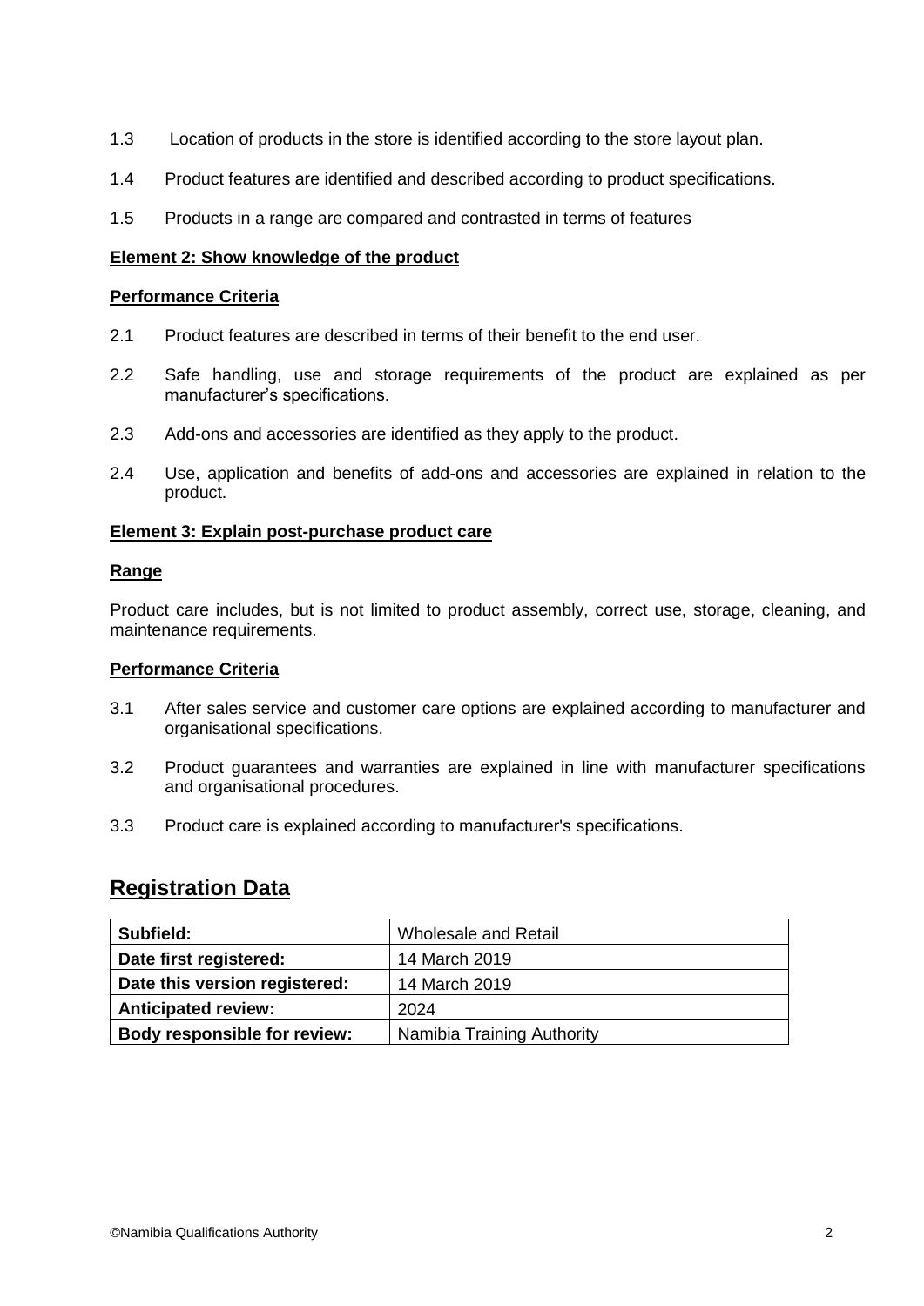1.3 Location of products in the store is identified according to the store layout plan.

1.4 Product features are identified and described according to product specifications.

1.5 Products in a range are compared and contrasted in terms of features

**Element 2: Show knowledge of the product**

**Performance Criteria**

2.1 Product features are described in terms of their benefit to the end user.

2.2 Safe handling, use and storage requirements of the product are explained as per manufacturer's specifications.

2.3 Add-ons and accessories are identified as they apply to the product.

2.4 Use, application and benefits of add-ons and accessories are explained in relation to the product.

**Element 3: Explain post-purchase product care**

**Range**

Product care includes, but is not limited to product assembly, correct use, storage, cleaning, and maintenance requirements.

**Performance Criteria**

3.1 After sales service and customer care options are explained according to manufacturer and organisational specifications.

3.2 Product guarantees and warranties are explained in line with manufacturer specifications and organisational procedures.

3.3 Product care is explained according to manufacturer's specifications.

## Registration Data

| | |
|---|---|
| **Subfield:** | Wholesale and Retail |
| **Date first registered:** | 14 March 2019 |
| **Date this version registered:** | 14 March 2019 |
| **Anticipated review:** | 2024 |
| **Body responsible for review:** | Namibia Training Authority |